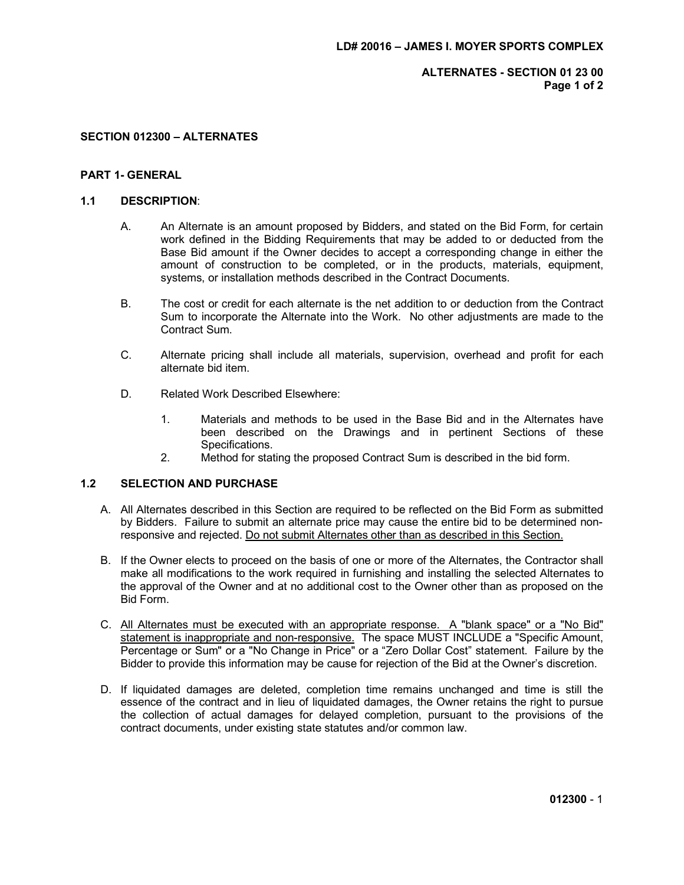# SECTION 012300 – ALTERNATES

## PART 1- GENERAL

### 1.1 DESCRIPTION:

A. An Alternate is an amount proposed by Bidders, and stated on the Bid Form, for certain work defined in the Bidding Requirements that may be added to or deducted from the Base Bid amount if the Owner decides to accept a corresponding change in either the amount of construction to be completed, or in the products, materials, equipment, systems, or installation methods described in the Contract Documents.

B. The cost or credit for each alternate is the net addition to or deduction from the Contract Sum to incorporate the Alternate into the Work. No other adjustments are made to the Contract Sum.

C. Alternate pricing shall include all materials, supervision, overhead and profit for each alternate bid item.

D. Related Work Described Elsewhere:

1. Materials and methods to be used in the Base Bid and in the Alternates have been described on the Drawings and in pertinent Sections of these Specifications.
2. Method for stating the proposed Contract Sum is described in the bid form.

### 1.2 SELECTION AND PURCHASE

A. All Alternates described in this Section are required to be reflected on the Bid Form as submitted by Bidders. Failure to submit an alternate price may cause the entire bid to be determined non-responsive and rejected. <u>Do not submit Alternates other than as described in this Section.</u>

B. If the Owner elects to proceed on the basis of one or more of the Alternates, the Contractor shall make all modifications to the work required in furnishing and installing the selected Alternates to the approval of the Owner and at no additional cost to the Owner other than as proposed on the Bid Form.

C. <u>All Alternates must be executed with an appropriate response. A "blank space" or a "No Bid" statement is inappropriate and non-responsive.</u> The space MUST INCLUDE a "Specific Amount, Percentage or Sum" or a "No Change in Price" or a "Zero Dollar Cost" statement. Failure by the Bidder to provide this information may be cause for rejection of the Bid at the Owner's discretion.

D. If liquidated damages are deleted, completion time remains unchanged and time is still the essence of the contract and in lieu of liquidated damages, the Owner retains the right to pursue the collection of actual damages for delayed completion, pursuant to the provisions of the contract documents, under existing state statutes and/or common law.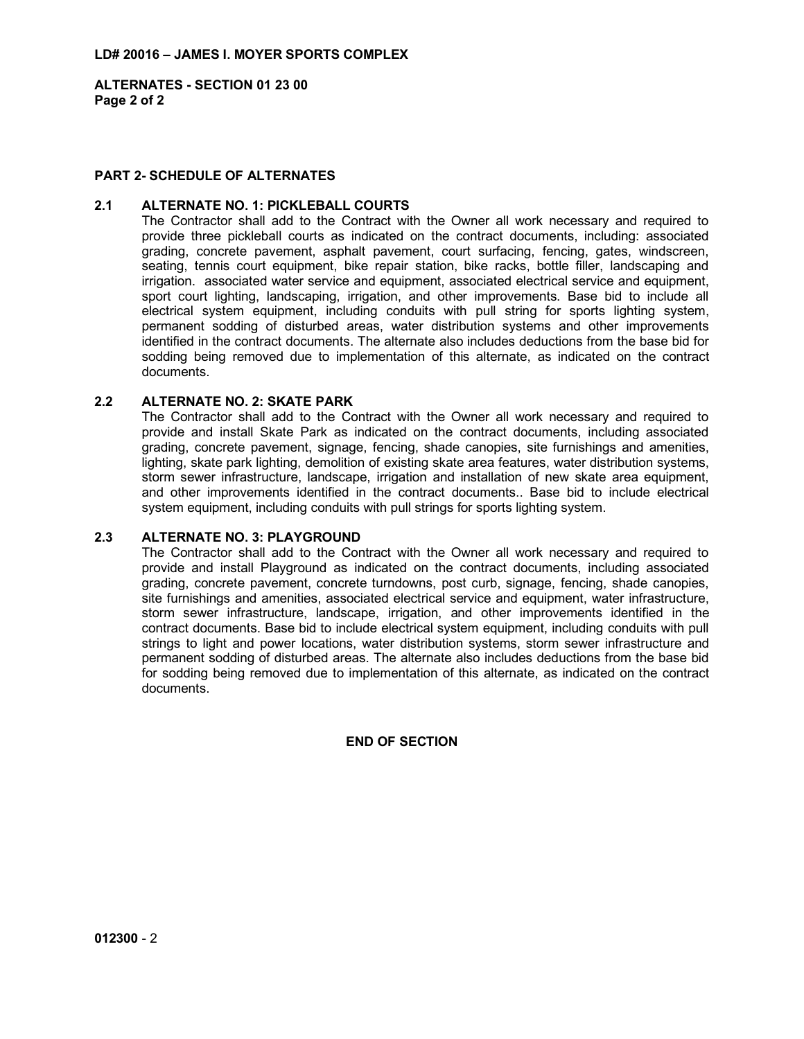## PART 2- SCHEDULE OF ALTERNATES

### 2.1 ALTERNATE NO. 1: PICKLEBALL COURTS

The Contractor shall add to the Contract with the Owner all work necessary and required to provide three pickleball courts as indicated on the contract documents, including: associated grading, concrete pavement, asphalt pavement, court surfacing, fencing, gates, windscreen, seating, tennis court equipment, bike repair station, bike racks, bottle filler, landscaping and irrigation. associated water service and equipment, associated electrical service and equipment, sport court lighting, landscaping, irrigation, and other improvements. Base bid to include all electrical system equipment, including conduits with pull string for sports lighting system, permanent sodding of disturbed areas, water distribution systems and other improvements identified in the contract documents. The alternate also includes deductions from the base bid for sodding being removed due to implementation of this alternate, as indicated on the contract documents.

### 2.2 ALTERNATE NO. 2: SKATE PARK

The Contractor shall add to the Contract with the Owner all work necessary and required to provide and install Skate Park as indicated on the contract documents, including associated grading, concrete pavement, signage, fencing, shade canopies, site furnishings and amenities, lighting, skate park lighting, demolition of existing skate area features, water distribution systems, storm sewer infrastructure, landscape, irrigation and installation of new skate area equipment, and other improvements identified in the contract documents.. Base bid to include electrical system equipment, including conduits with pull strings for sports lighting system.

### 2.3 ALTERNATE NO. 3: PLAYGROUND

The Contractor shall add to the Contract with the Owner all work necessary and required to provide and install Playground as indicated on the contract documents, including associated grading, concrete pavement, concrete turndowns, post curb, signage, fencing, shade canopies, site furnishings and amenities, associated electrical service and equipment, water infrastructure, storm sewer infrastructure, landscape, irrigation, and other improvements identified in the contract documents. Base bid to include electrical system equipment, including conduits with pull strings to light and power locations, water distribution systems, storm sewer infrastructure and permanent sodding of disturbed areas. The alternate also includes deductions from the base bid for sodding being removed due to implementation of this alternate, as indicated on the contract documents.

**END OF SECTION**